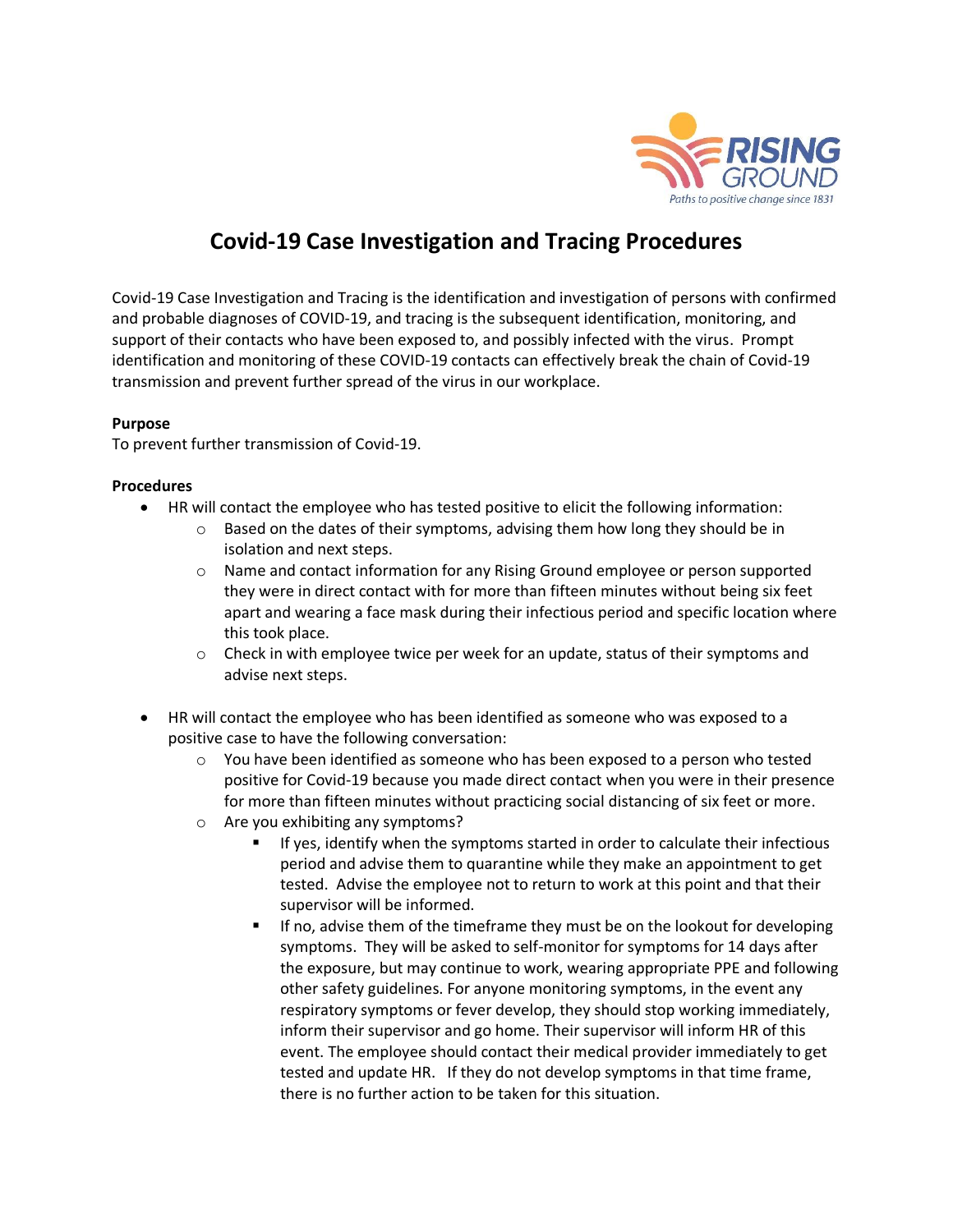# Covid-19 Case Investigation and Tracing Procedures

Covid-19 Case Investigation and Tracing is the identification and investigation of persons with confirmed and probable diagnoses of COVID-19, and tracing is the subsequent identification, monitoring, and support of their contacts who have been exposed to, and possibly infected with the virus. Prompt identification and monitoring of these COVID-19 contacts can effectively break the chain of Covid-19 transmission and prevent further spread of the virus in our workplace.

**Purpose**

To prevent further transmission of Covid-19.

**Procedures**

- HR will contact the employee who has tested positive to elicit the following information:
  - Based on the dates of their symptoms, advising them how long they should be in isolation and next steps.
  - Name and contact information for any Rising Ground employee or person supported they were in direct contact with for more than fifteen minutes without being six feet apart and wearing a face mask during their infectious period and specific location where this took place.
  - Check in with employee twice per week for an update, status of their symptoms and advise next steps.

- HR will contact the employee who has been identified as someone who was exposed to a positive case to have the following conversation:
  - You have been identified as someone who has been exposed to a person who tested positive for Covid-19 because you made direct contact when you were in their presence for more than fifteen minutes without practicing social distancing of six feet or more.
  - Are you exhibiting any symptoms?
    - If yes, identify when the symptoms started in order to calculate their infectious period and advise them to quarantine while they make an appointment to get tested. Advise the employee not to return to work at this point and that their supervisor will be informed.
    - If no, advise them of the timeframe they must be on the lookout for developing symptoms. They will be asked to self-monitor for symptoms for 14 days after the exposure, but may continue to work, wearing appropriate PPE and following other safety guidelines. For anyone monitoring symptoms, in the event any respiratory symptoms or fever develop, they should stop working immediately, inform their supervisor and go home. Their supervisor will inform HR of this event. The employee should contact their medical provider immediately to get tested and update HR. If they do not develop symptoms in that time frame, there is no further action to be taken for this situation.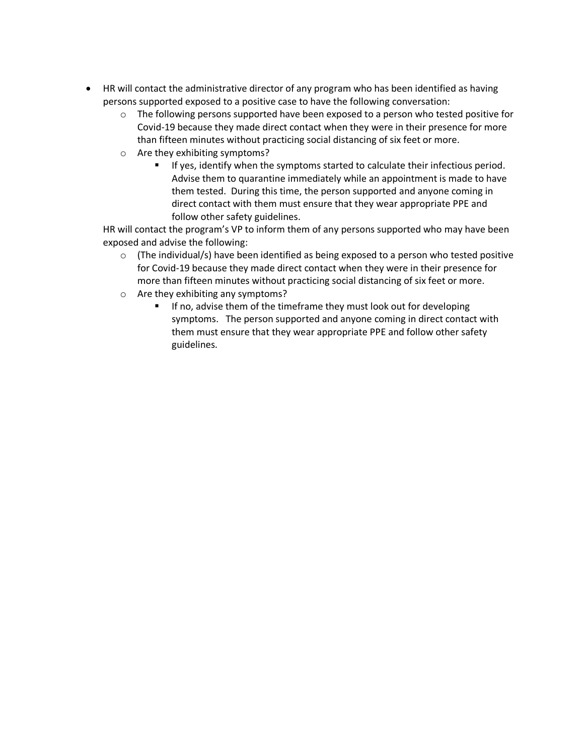- HR will contact the administrative director of any program who has been identified as having persons supported exposed to a positive case to have the following conversation:
  - The following persons supported have been exposed to a person who tested positive for Covid-19 because they made direct contact when they were in their presence for more than fifteen minutes without practicing social distancing of six feet or more.
  - Are they exhibiting symptoms?
    - If yes, identify when the symptoms started to calculate their infectious period. Advise them to quarantine immediately while an appointment is made to have them tested. During this time, the person supported and anyone coming in direct contact with them must ensure that they wear appropriate PPE and follow other safety guidelines.

  HR will contact the program's VP to inform them of any persons supported who may have been exposed and advise the following:
  - (The individual/s) have been identified as being exposed to a person who tested positive for Covid-19 because they made direct contact when they were in their presence for more than fifteen minutes without practicing social distancing of six feet or more.
  - Are they exhibiting any symptoms?
    - If no, advise them of the timeframe they must look out for developing symptoms. The person supported and anyone coming in direct contact with them must ensure that they wear appropriate PPE and follow other safety guidelines.